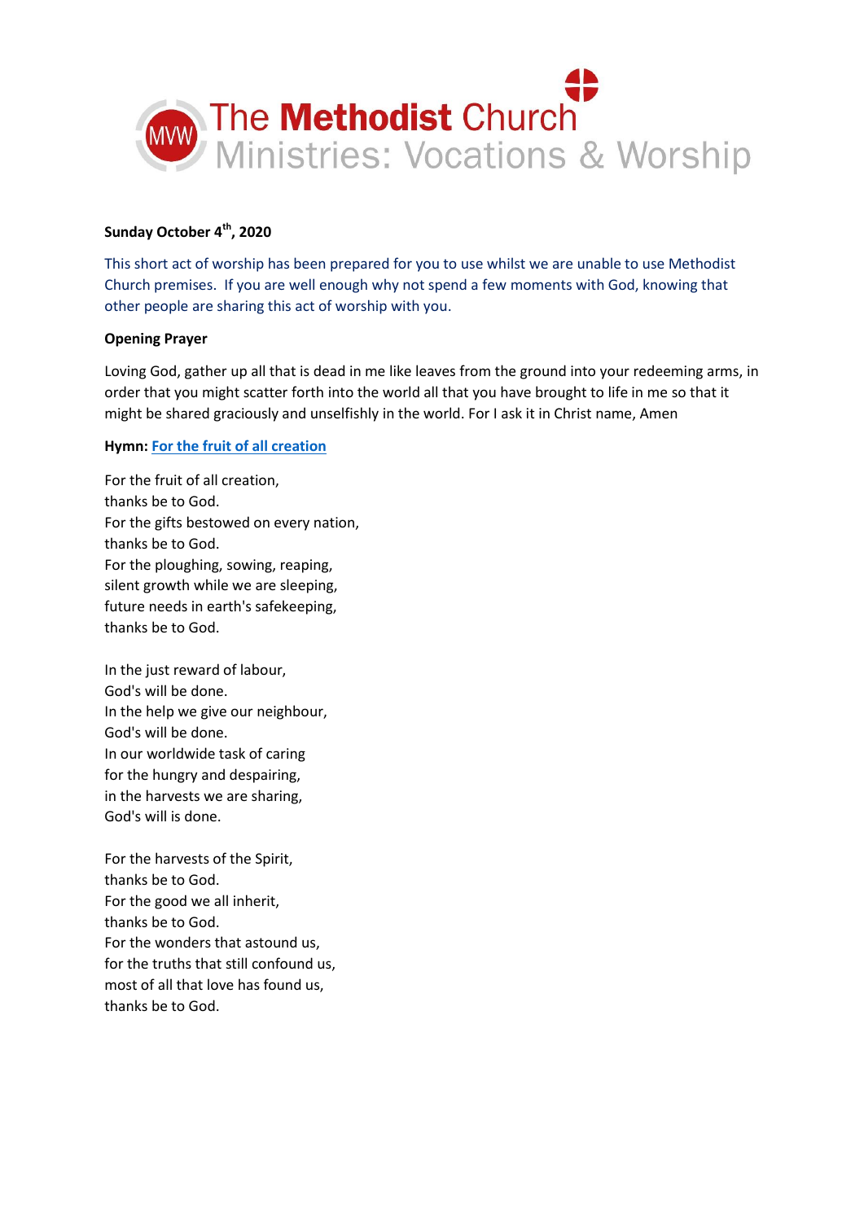The Methodist Church
Ministries: Vocations & Worship

**Sunday October 4th, 2020**

This short act of worship has been prepared for you to use whilst we are unable to use Methodist Church premises. If you are well enough why not spend a few moments with God, knowing that other people are sharing this act of worship with you.

**Opening Prayer**

Loving God, gather up all that is dead in me like leaves from the ground into your redeeming arms, in order that you might scatter forth into the world all that you have brought to life in me so that it might be shared graciously and unselfishly in the world. For I ask it in Christ name, Amen

**Hymn: For the fruit of all creation**

For the fruit of all creation,
thanks be to God.
For the gifts bestowed on every nation,
thanks be to God.
For the ploughing, sowing, reaping,
silent growth while we are sleeping,
future needs in earth's safekeeping,
thanks be to God.

In the just reward of labour,
God's will be done.
In the help we give our neighbour,
God's will be done.
In our worldwide task of caring
for the hungry and despairing,
in the harvests we are sharing,
God's will is done.

For the harvests of the Spirit,
thanks be to God.
For the good we all inherit,
thanks be to God.
For the wonders that astound us,
for the truths that still confound us,
most of all that love has found us,
thanks be to God.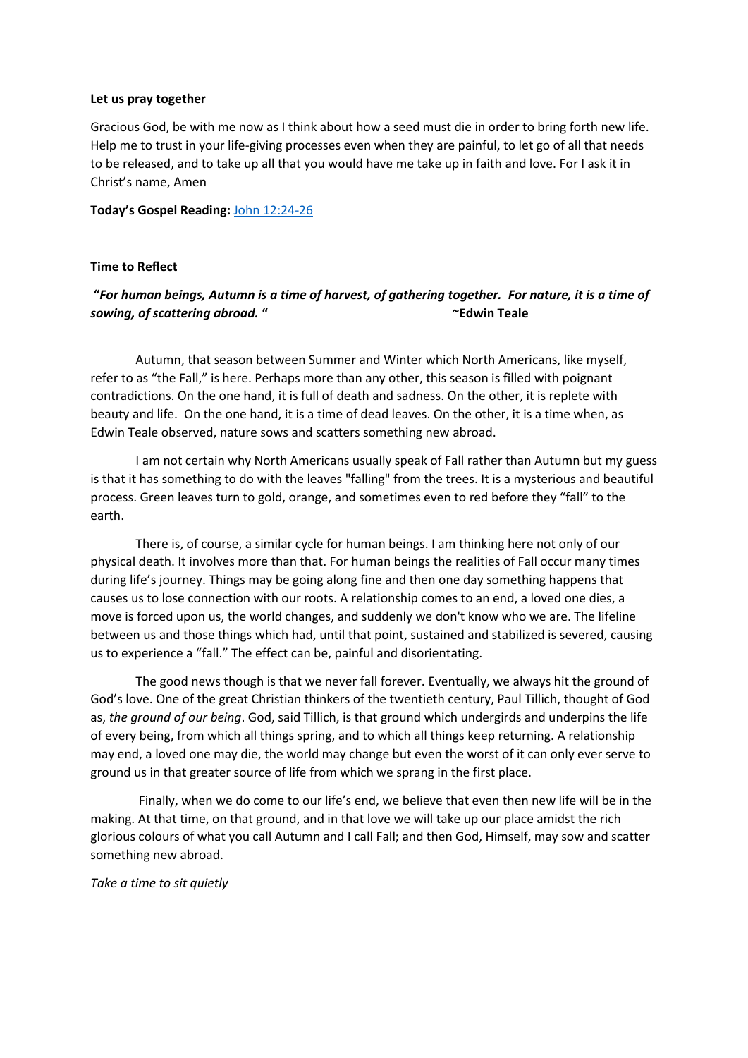**Let us pray together**

Gracious God, be with me now as I think about how a seed must die in order to bring forth new life. Help me to trust in your life-giving processes even when they are painful, to let go of all that needs to be released, and to take up all that you would have me take up in faith and love. For I ask it in Christ's name, Amen

**Today's Gospel Reading:** [John 12:24-26]

**Time to Reflect**

**"*For human beings, Autumn is a time of harvest, of gathering together. For nature, it is a time of sowing, of scattering abroad.* "** **~Edwin Teale**

Autumn, that season between Summer and Winter which North Americans, like myself, refer to as "the Fall," is here. Perhaps more than any other, this season is filled with poignant contradictions. On the one hand, it is full of death and sadness. On the other, it is replete with beauty and life. On the one hand, it is a time of dead leaves. On the other, it is a time when, as Edwin Teale observed, nature sows and scatters something new abroad.

I am not certain why North Americans usually speak of Fall rather than Autumn but my guess is that it has something to do with the leaves "falling" from the trees. It is a mysterious and beautiful process. Green leaves turn to gold, orange, and sometimes even to red before they "fall" to the earth.

There is, of course, a similar cycle for human beings. I am thinking here not only of our physical death. It involves more than that. For human beings the realities of Fall occur many times during life's journey. Things may be going along fine and then one day something happens that causes us to lose connection with our roots. A relationship comes to an end, a loved one dies, a move is forced upon us, the world changes, and suddenly we don't know who we are. The lifeline between us and those things which had, until that point, sustained and stabilized is severed, causing us to experience a "fall." The effect can be, painful and disorientating.

The good news though is that we never fall forever. Eventually, we always hit the ground of God's love. One of the great Christian thinkers of the twentieth century, Paul Tillich, thought of God as, *the ground of our being*. God, said Tillich, is that ground which undergirds and underpins the life of every being, from which all things spring, and to which all things keep returning. A relationship may end, a loved one may die, the world may change but even the worst of it can only ever serve to ground us in that greater source of life from which we sprang in the first place.

Finally, when we do come to our life's end, we believe that even then new life will be in the making. At that time, on that ground, and in that love we will take up our place amidst the rich glorious colours of what you call Autumn and I call Fall; and then God, Himself, may sow and scatter something new abroad.

*Take a time to sit quietly*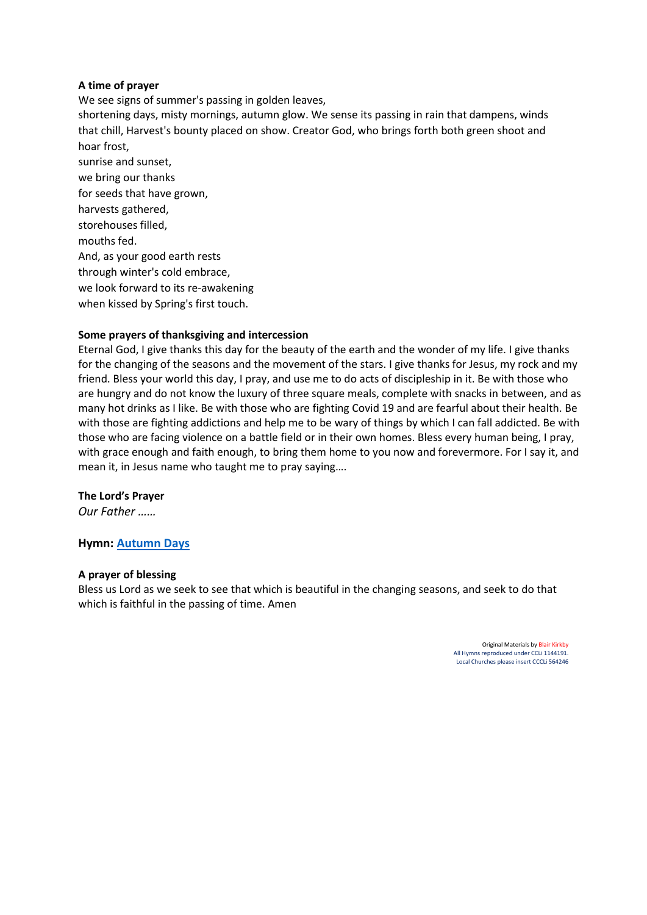**A time of prayer**

We see signs of summer's passing in golden leaves,
shortening days, misty mornings, autumn glow. We sense its passing in rain that dampens, winds that chill, Harvest's bounty placed on show. Creator God, who brings forth both green shoot and hoar frost,
sunrise and sunset,
we bring our thanks
for seeds that have grown,
harvests gathered,
storehouses filled,
mouths fed.
And, as your good earth rests
through winter's cold embrace,
we look forward to its re-awakening
when kissed by Spring's first touch.

**Some prayers of thanksgiving and intercession**

Eternal God, I give thanks this day for the beauty of the earth and the wonder of my life. I give thanks for the changing of the seasons and the movement of the stars. I give thanks for Jesus, my rock and my friend. Bless your world this day, I pray, and use me to do acts of discipleship in it. Be with those who are hungry and do not know the luxury of three square meals, complete with snacks in between, and as many hot drinks as I like. Be with those who are fighting Covid 19 and are fearful about their health. Be with those are fighting addictions and help me to be wary of things by which I can fall addicted. Be with those who are facing violence on a battle field or in their own homes. Bless every human being, I pray, with grace enough and faith enough, to bring them home to you now and forevermore. For I say it, and mean it, in Jesus name who taught me to pray saying….

**The Lord's Prayer**

*Our Father ……*

**Hymn: Autumn Days**

**A prayer of blessing**

Bless us Lord as we seek to see that which is beautiful in the changing seasons, and seek to do that which is faithful in the passing of time. Amen

Original Materials by Blair Kirkby
All Hymns reproduced under CCLi 1144191.
Local Churches please insert CCCLi 564246